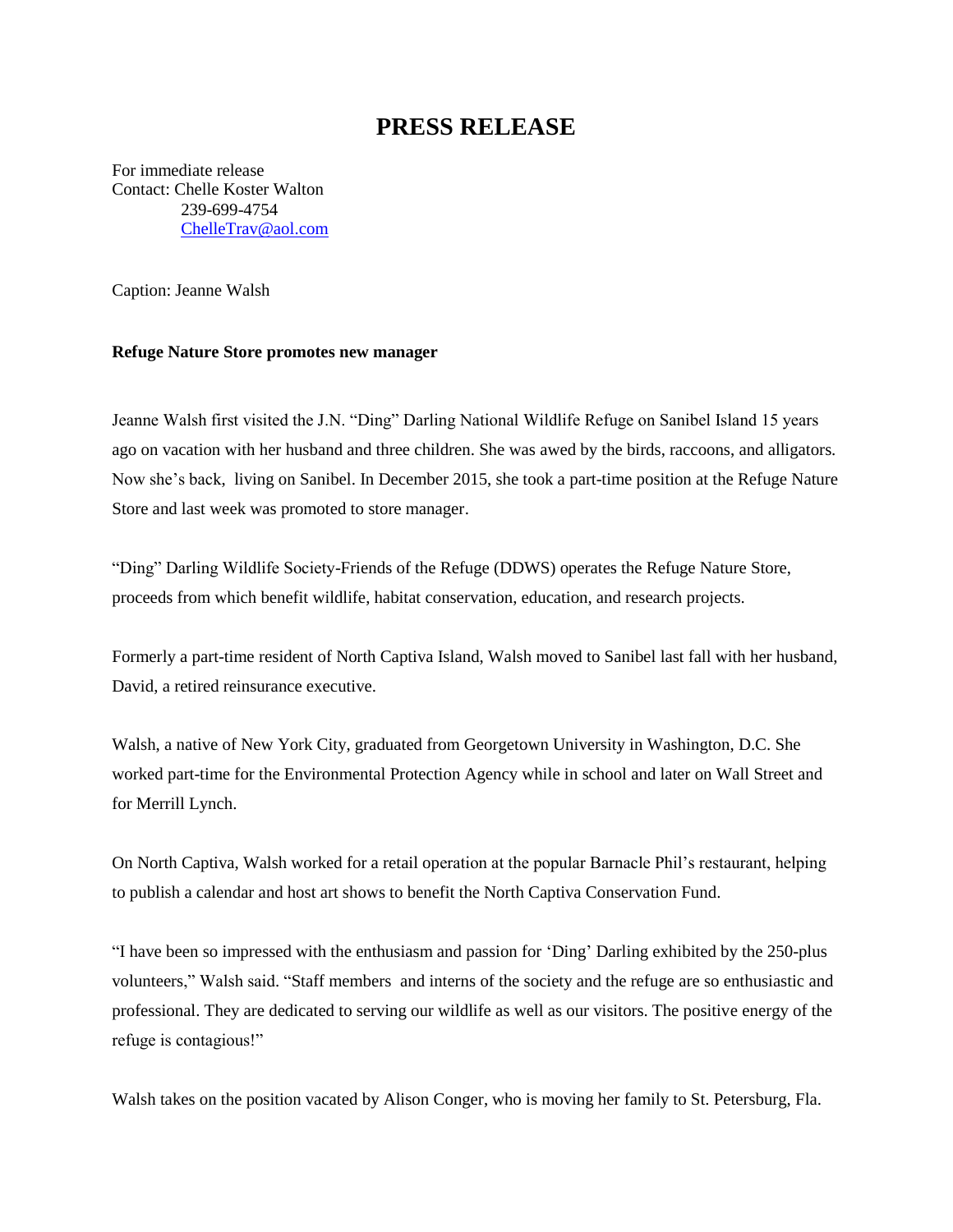# PRESS RELEASE

For immediate release
Contact: Chelle Koster Walton
239-699-4754
ChelleTrav@aol.com

Caption: Jeanne Walsh

**Refuge Nature Store promotes new manager**

Jeanne Walsh first visited the J.N. "Ding" Darling National Wildlife Refuge on Sanibel Island 15 years ago on vacation with her husband and three children. She was awed by the birds, raccoons, and alligators. Now she's back, living on Sanibel. In December 2015, she took a part-time position at the Refuge Nature Store and last week was promoted to store manager.

"Ding" Darling Wildlife Society-Friends of the Refuge (DDWS) operates the Refuge Nature Store, proceeds from which benefit wildlife, habitat conservation, education, and research projects.

Formerly a part-time resident of North Captiva Island, Walsh moved to Sanibel last fall with her husband, David, a retired reinsurance executive.

Walsh, a native of New York City, graduated from Georgetown University in Washington, D.C. She worked part-time for the Environmental Protection Agency while in school and later on Wall Street and for Merrill Lynch.

On North Captiva, Walsh worked for a retail operation at the popular Barnacle Phil's restaurant, helping to publish a calendar and host art shows to benefit the North Captiva Conservation Fund.

"I have been so impressed with the enthusiasm and passion for 'Ding' Darling exhibited by the 250-plus volunteers," Walsh said. "Staff members and interns of the society and the refuge are so enthusiastic and professional. They are dedicated to serving our wildlife as well as our visitors. The positive energy of the refuge is contagious!"

Walsh takes on the position vacated by Alison Conger, who is moving her family to St. Petersburg, Fla.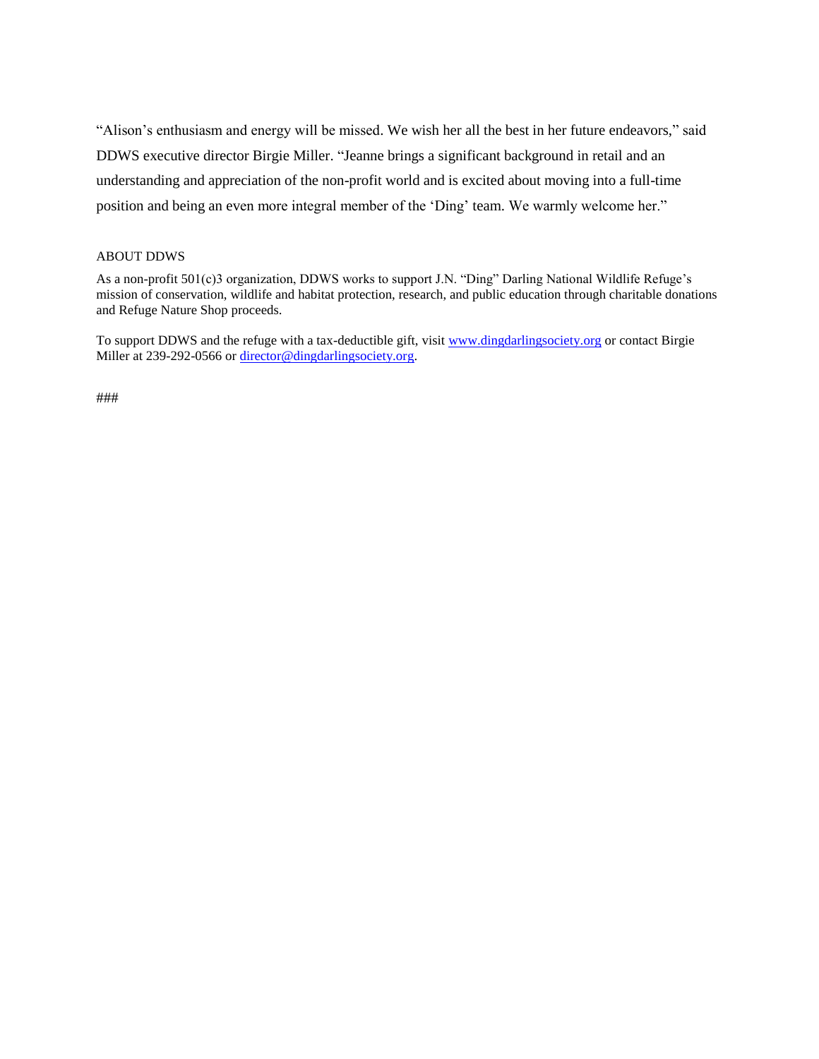"Alison's enthusiasm and energy will be missed. We wish her all the best in her future endeavors," said DDWS executive director Birgie Miller. "Jeanne brings a significant background in retail and an understanding and appreciation of the non-profit world and is excited about moving into a full-time position and being an even more integral member of the 'Ding' team. We warmly welcome her."

ABOUT DDWS

As a non-profit 501(c)3 organization, DDWS works to support J.N. "Ding" Darling National Wildlife Refuge's mission of conservation, wildlife and habitat protection, research, and public education through charitable donations and Refuge Nature Shop proceeds.

To support DDWS and the refuge with a tax-deductible gift, visit www.dingdarlingsociety.org or contact Birgie Miller at 239-292-0566 or director@dingdarlingsociety.org.

###